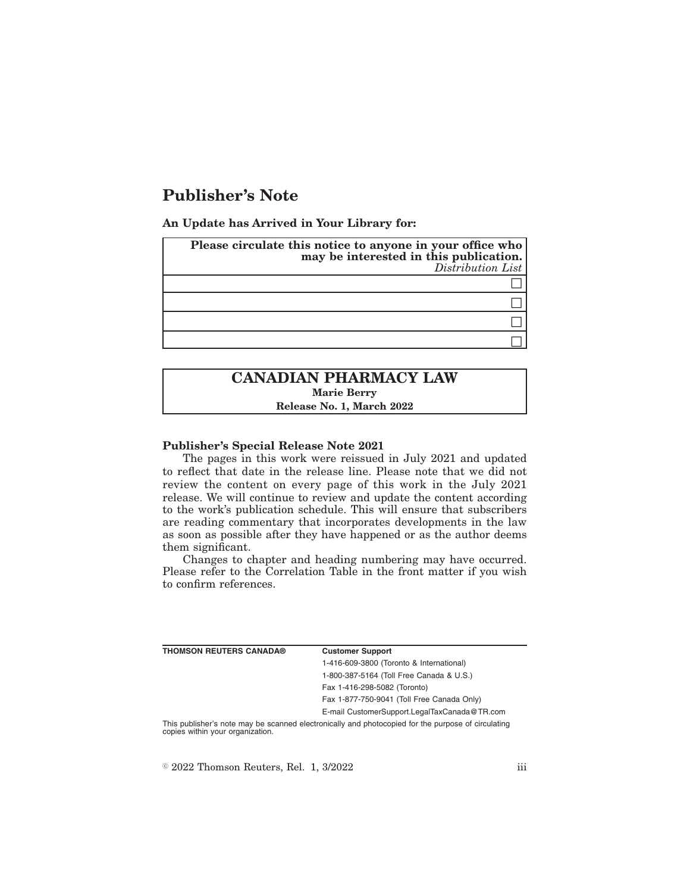# Publisher's Note

**An Update has Arrived in Your Library for:**

| **Please circulate this notice to anyone in your office who may be interested in this publication.** *Distribution List* |
|---|
| ☐ |
| ☐ |
| ☐ |
| ☐ |

## CANADIAN PHARMACY LAW

**Marie Berry**

**Release No. 1, March 2022**

### Publisher's Special Release Note 2021

The pages in this work were reissued in July 2021 and updated to reflect that date in the release line. Please note that we did not review the content on every page of this work in the July 2021 release. We will continue to review and update the content according to the work's publication schedule. This will ensure that subscribers are reading commentary that incorporates developments in the law as soon as possible after they have happened or as the author deems them significant.

Changes to chapter and heading numbering may have occurred. Please refer to the Correlation Table in the front matter if you wish to confirm references.

| **THOMSON REUTERS CANADA®** | **Customer Support** |
|---|---|
| | 1-416-609-3800 (Toronto & International) |
| | 1-800-387-5164 (Toll Free Canada & U.S.) |
| | Fax 1-416-298-5082 (Toronto) |
| | Fax 1-877-750-9041 (Toll Free Canada Only) |
| | E-mail CustomerSupport.LegalTaxCanada@TR.com |

This publisher's note may be scanned electronically and photocopied for the purpose of circulating copies within your organization.

© 2022 Thomson Reuters, Rel. 1, 3/2022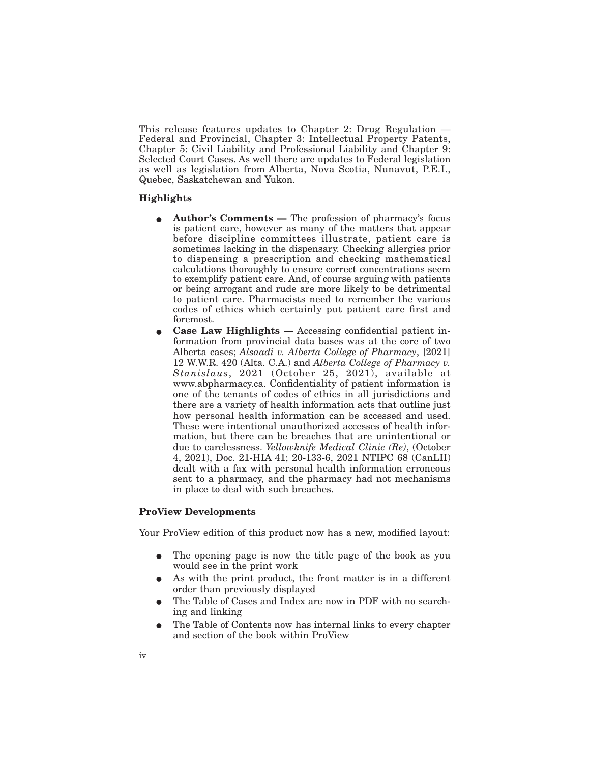This release features updates to Chapter 2: Drug Regulation — Federal and Provincial, Chapter 3: Intellectual Property Patents, Chapter 5: Civil Liability and Professional Liability and Chapter 9: Selected Court Cases. As well there are updates to Federal legislation as well as legislation from Alberta, Nova Scotia, Nunavut, P.E.I., Quebec, Saskatchewan and Yukon.

### Highlights

- **Author's Comments —** The profession of pharmacy's focus is patient care, however as many of the matters that appear before discipline committees illustrate, patient care is sometimes lacking in the dispensary. Checking allergies prior to dispensing a prescription and checking mathematical calculations thoroughly to ensure correct concentrations seem to exemplify patient care. And, of course arguing with patients or being arrogant and rude are more likely to be detrimental to patient care. Pharmacists need to remember the various codes of ethics which certainly put patient care first and foremost.
- **Case Law Highlights —** Accessing confidential patient information from provincial data bases was at the core of two Alberta cases; *Alsaadi v. Alberta College of Pharmacy*, [2021] 12 W.W.R. 420 (Alta. C.A.) and *Alberta College of Pharmacy v. Stanislaus*, 2021 (October 25, 2021), available at www.abpharmacy.ca. Confidentiality of patient information is one of the tenants of codes of ethics in all jurisdictions and there are a variety of health information acts that outline just how personal health information can be accessed and used. These were intentional unauthorized accesses of health information, but there can be breaches that are unintentional or due to carelessness. *Yellowknife Medical Clinic (Re)*, (October 4, 2021), Doc. 21-HIA 41; 20-133-6, 2021 NTIPC 68 (CanLII) dealt with a fax with personal health information erroneous sent to a pharmacy, and the pharmacy had not mechanisms in place to deal with such breaches.

### ProView Developments

Your ProView edition of this product now has a new, modified layout:

- The opening page is now the title page of the book as you would see in the print work
- As with the print product, the front matter is in a different order than previously displayed
- The Table of Cases and Index are now in PDF with no searching and linking
- The Table of Contents now has internal links to every chapter and section of the book within ProView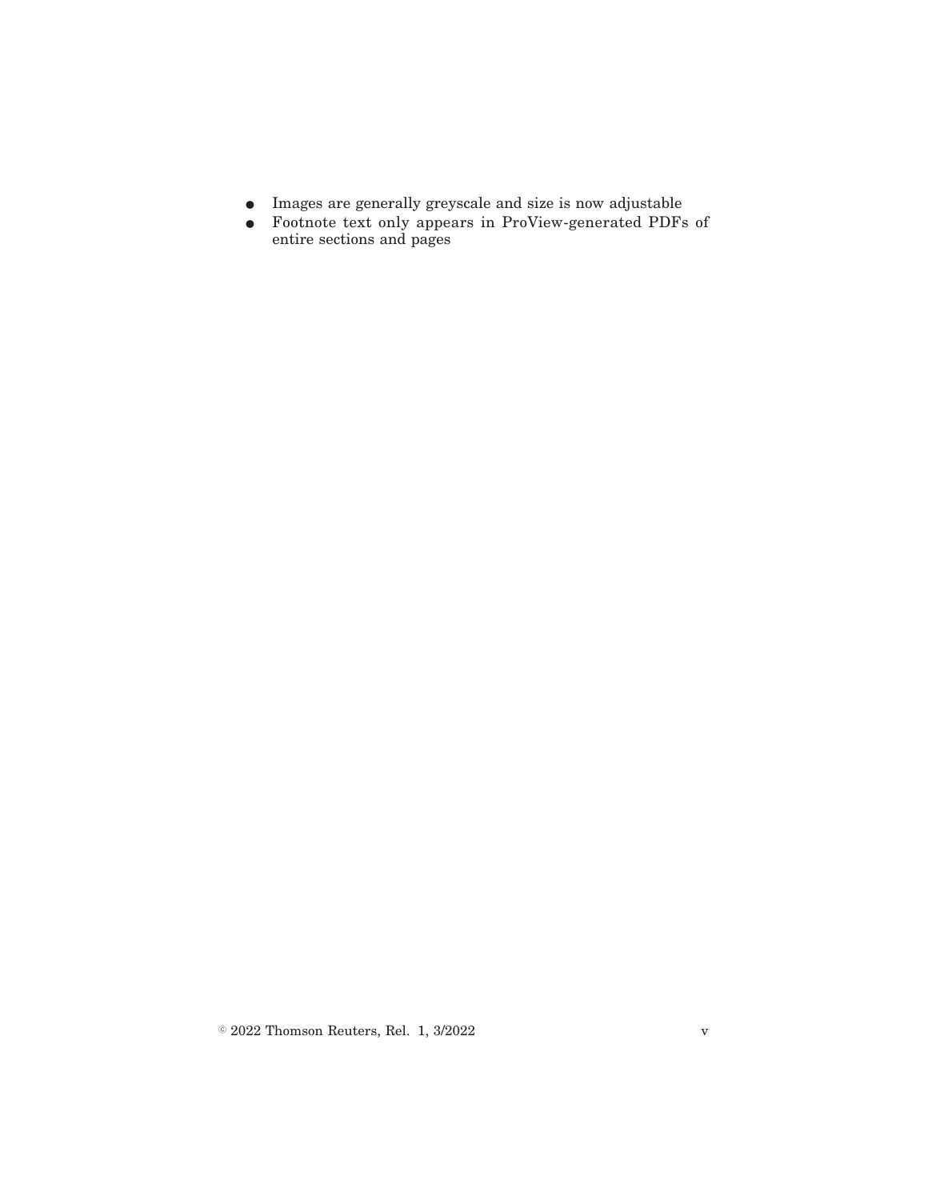- Images are generally greyscale and size is now adjustable
- Footnote text only appears in ProView-generated PDFs of entire sections and pages